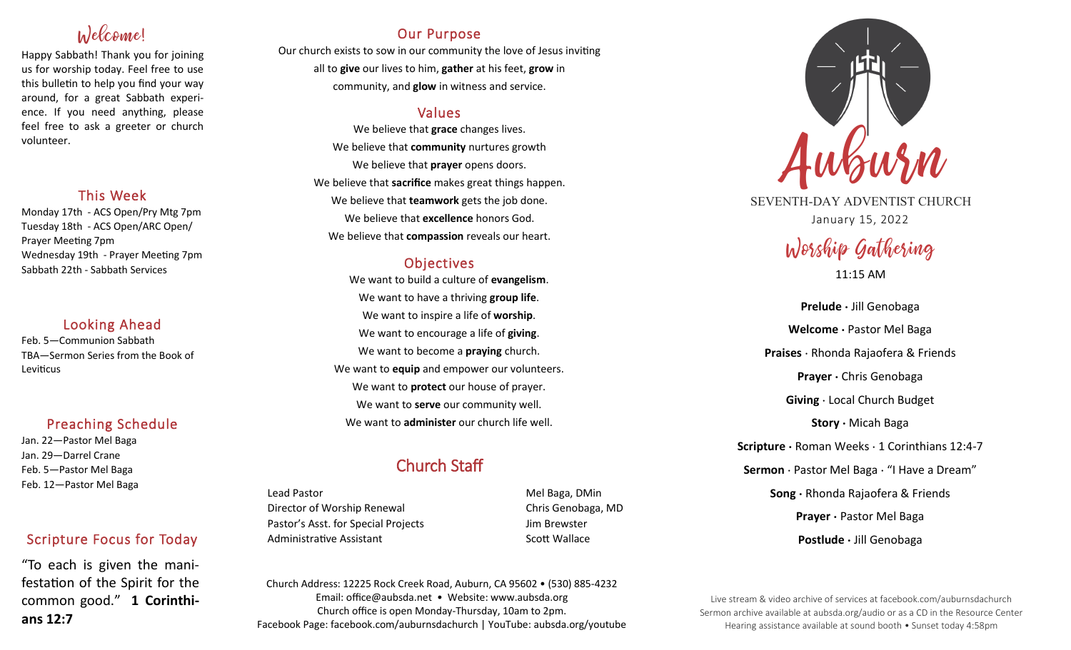## Welcome!

Happy Sabbath! Thank you for joining us for worship today. Feel free to use this bulletin to help you find your way around, for a great Sabbath experience. If you need anything, please feel free to ask a greeter or church volunteer.

## This Week

Monday 17th - ACS Open/Pry Mtg 7pm
Tuesday 18th - ACS Open/ARC Open/ Prayer Meeting 7pm
Wednesday 19th - Prayer Meeting 7pm
Sabbath 22th - Sabbath Services

## Looking Ahead

Feb. 5—Communion Sabbath
TBA—Sermon Series from the Book of Leviticus

## Preaching Schedule

Jan. 22—Pastor Mel Baga
Jan. 29—Darrel Crane
Feb. 5—Pastor Mel Baga
Feb. 12—Pastor Mel Baga

## Scripture Focus for Today

"To each is given the manifestation of the Spirit for the common good." **1 Corinthians 12:7**

## Our Purpose

Our church exists to sow in our community the love of Jesus inviting all to **give** our lives to him, **gather** at his feet, **grow** in community, and **glow** in witness and service.

## Values

We believe that **grace** changes lives.
We believe that **community** nurtures growth
We believe that **prayer** opens doors.
We believe that **sacrifice** makes great things happen.
We believe that **teamwork** gets the job done.
We believe that **excellence** honors God.
We believe that **compassion** reveals our heart.

## Objectives

We want to build a culture of **evangelism**.
We want to have a thriving **group life**.
We want to inspire a life of **worship**.
We want to encourage a life of **giving**.
We want to become a **praying** church.
We want to **equip** and empower our volunteers.
We want to **protect** our house of prayer.
We want to **serve** our community well.
We want to **administer** our church life well.

## Church Staff

| | |
|---|---|
| Lead Pastor | Mel Baga, DMin |
| Director of Worship Renewal | Chris Genobaga, MD |
| Pastor's Asst. for Special Projects | Jim Brewster |
| Administrative Assistant | Scott Wallace |

Church Address: 12225 Rock Creek Road, Auburn, CA 95602 • (530) 885-4232
Email: office@aubsda.net • Website: www.aubsda.org
Church office is open Monday-Thursday, 10am to 2pm.
Facebook Page: facebook.com/auburnsdachurch | YouTube: aubsda.org/youtube

# Auburn

SEVENTH-DAY ADVENTIST CHURCH
January 15, 2022

## Worship Gathering

11:15 AM

**Prelude ·** Jill Genobaga
**Welcome ·** Pastor Mel Baga
**Praises ·** Rhonda Rajaofera & Friends
**Prayer ·** Chris Genobaga
**Giving ·** Local Church Budget
**Story ·** Micah Baga
**Scripture ·** Roman Weeks · 1 Corinthians 12:4-7
**Sermon ·** Pastor Mel Baga · "I Have a Dream"
**Song ·** Rhonda Rajaofera & Friends
**Prayer ·** Pastor Mel Baga
**Postlude ·** Jill Genobaga

Live stream & video archive of services at facebook.com/auburnsdachurch
Sermon archive available at aubsda.org/audio or as a CD in the Resource Center
Hearing assistance available at sound booth • Sunset today 4:58pm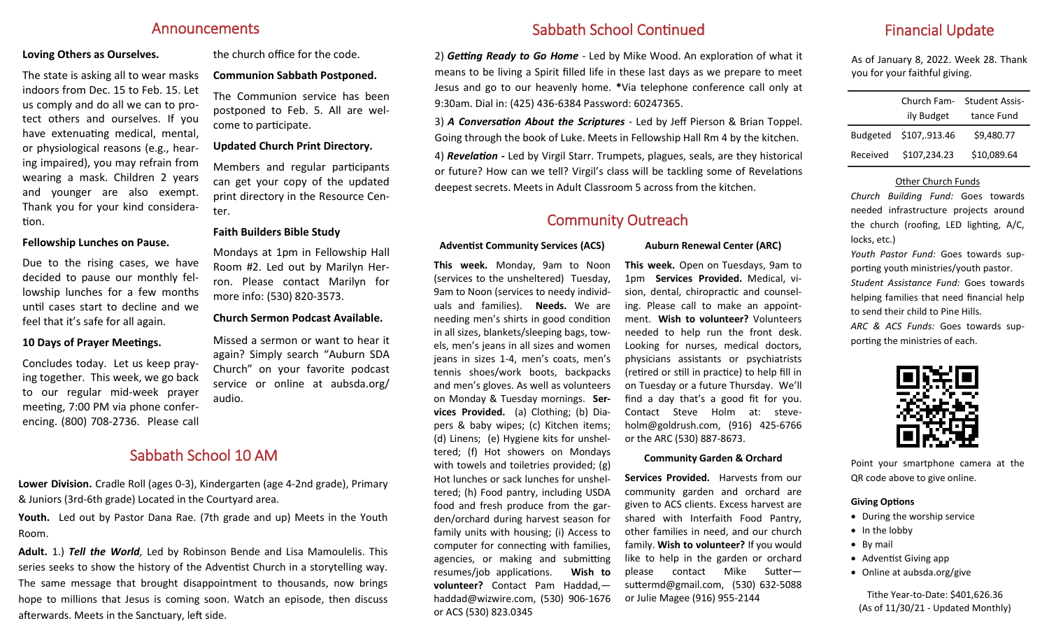## Announcements

**Loving Others as Ourselves.**

The state is asking all to wear masks indoors from Dec. 15 to Feb. 15. Let us comply and do all we can to protect others and ourselves. If you have extenuating medical, mental, or physiological reasons (e.g., hearing impaired), you may refrain from wearing a mask. Children 2 years and younger are also exempt. Thank you for your kind consideration.

**Fellowship Lunches on Pause.**

Due to the rising cases, we have decided to pause our monthly fellowship lunches for a few months until cases start to decline and we feel that it's safe for all again.

**10 Days of Prayer Meetings.**

Concludes today. Let us keep praying together. This week, we go back to our regular mid-week prayer meeting, 7:00 PM via phone conferencing. (800) 708-2736. Please call the church office for the code.

**Communion Sabbath Postponed.**

The Communion service has been postponed to Feb. 5. All are welcome to participate.

**Updated Church Print Directory.**

Members and regular participants can get your copy of the updated print directory in the Resource Center.

**Faith Builders Bible Study**

Mondays at 1pm in Fellowship Hall Room #2. Led out by Marilyn Herron. Please contact Marilyn for more info: (530) 820-3573.

**Church Sermon Podcast Available.**

Missed a sermon or want to hear it again? Simply search "Auburn SDA Church" on your favorite podcast service or online at aubsda.org/audio.

## Sabbath School 10 AM

**Lower Division.** Cradle Roll (ages 0-3), Kindergarten (age 4-2nd grade), Primary & Juniors (3rd-6th grade) Located in the Courtyard area.

**Youth.** Led out by Pastor Dana Rae. (7th grade and up) Meets in the Youth Room.

**Adult.** 1.) ***Tell the World,*** Led by Robinson Bende and Lisa Mamoulelis. This series seeks to show the history of the Adventist Church in a storytelling way. The same message that brought disappointment to thousands, now brings hope to millions that Jesus is coming soon. Watch an episode, then discuss afterwards. Meets in the Sanctuary, left side.

## Sabbath School Continued

2) ***Getting Ready to Go Home*** - Led by Mike Wood. An exploration of what it means to be living a Spirit filled life in these last days as we prepare to meet Jesus and go to our heavenly home. **\***Via telephone conference call only at 9:30am. Dial in: (425) 436-6384 Password: 60247365.

3) ***A Conversation About the Scriptures*** - Led by Jeff Pierson & Brian Toppel. Going through the book of Luke. Meets in Fellowship Hall Rm 4 by the kitchen.

4) ***Revelation -*** Led by Virgil Starr. Trumpets, plagues, seals, are they historical or future? How can we tell? Virgil's class will be tackling some of Revelations deepest secrets. Meets in Adult Classroom 5 across from the kitchen.

## Community Outreach

**Adventist Community Services (ACS)**

**This week.** Monday, 9am to Noon (services to the unsheltered) Tuesday, 9am to Noon (services to needy individuals and families). **Needs.** We are needing men's shirts in good condition in all sizes, blankets/sleeping bags, towels, men's jeans in all sizes and women jeans in sizes 1-4, men's coats, men's tennis shoes/work boots, backpacks and men's gloves. As well as volunteers on Monday & Tuesday mornings. **Services Provided.** (a) Clothing; (b) Diapers & baby wipes; (c) Kitchen items; (d) Linens; (e) Hygiene kits for unsheltered; (f) Hot showers on Mondays with towels and toiletries provided; (g) Hot lunches or sack lunches for unsheltered; (h) Food pantry, including USDA food and fresh produce from the garden/orchard during harvest season for family units with housing; (i) Access to computer for connecting with families, agencies, or making and submitting resumes/job applications. **Wish to volunteer?** Contact Pam Haddad,—haddad@wizwire.com, (530) 906-1676 or ACS (530) 823.0345

**Auburn Renewal Center (ARC)**

**This week.** Open on Tuesdays, 9am to 1pm **Services Provided.** Medical, vision, dental, chiropractic and counseling. Please call to make an appointment. **Wish to volunteer?** Volunteers needed to help run the front desk. Looking for nurses, medical doctors, physicians assistants or psychiatrists (retired or still in practice) to help fill in on Tuesday or a future Thursday. We'll find a day that's a good fit for you. Contact Steve Holm at: steveholm@goldrush.com, (916) 425-6766 or the ARC (530) 887-8673.

**Community Garden & Orchard**

**Services Provided.** Harvests from our community garden and orchard are given to ACS clients. Excess harvest are shared with Interfaith Food Pantry, other families in need, and our church family. **Wish to volunteer?** If you would like to help in the garden or orchard please contact Mike Sutter—suttermd@gmail.com, (530) 632-5088 or Julie Magee (916) 955-2144

## Financial Update

As of January 8, 2022. Week 28. Thank you for your faithful giving.

| | Church Family Budget | Student Assistance Fund |
|---|---|---|
| Budgeted | $107,.913.46 | $9,480.77 |
| Received | $107,234.23 | $10,089.64 |

<u>Other Church Funds</u>

*Church Building Fund:* Goes towards needed infrastructure projects around the church (roofing, LED lighting, A/C, locks, etc.)

*Youth Pastor Fund:* Goes towards supporting youth ministries/youth pastor.

*Student Assistance Fund:* Goes towards helping families that need financial help to send their child to Pine Hills.

*ARC & ACS Funds:* Goes towards supporting the ministries of each.

Point your smartphone camera at the QR code above to give online.

**Giving Options**

- During the worship service
- In the lobby
- By mail
- Adventist Giving app
- Online at aubsda.org/give

Tithe Year-to-Date: $401,626.36
(As of 11/30/21 - Updated Monthly)